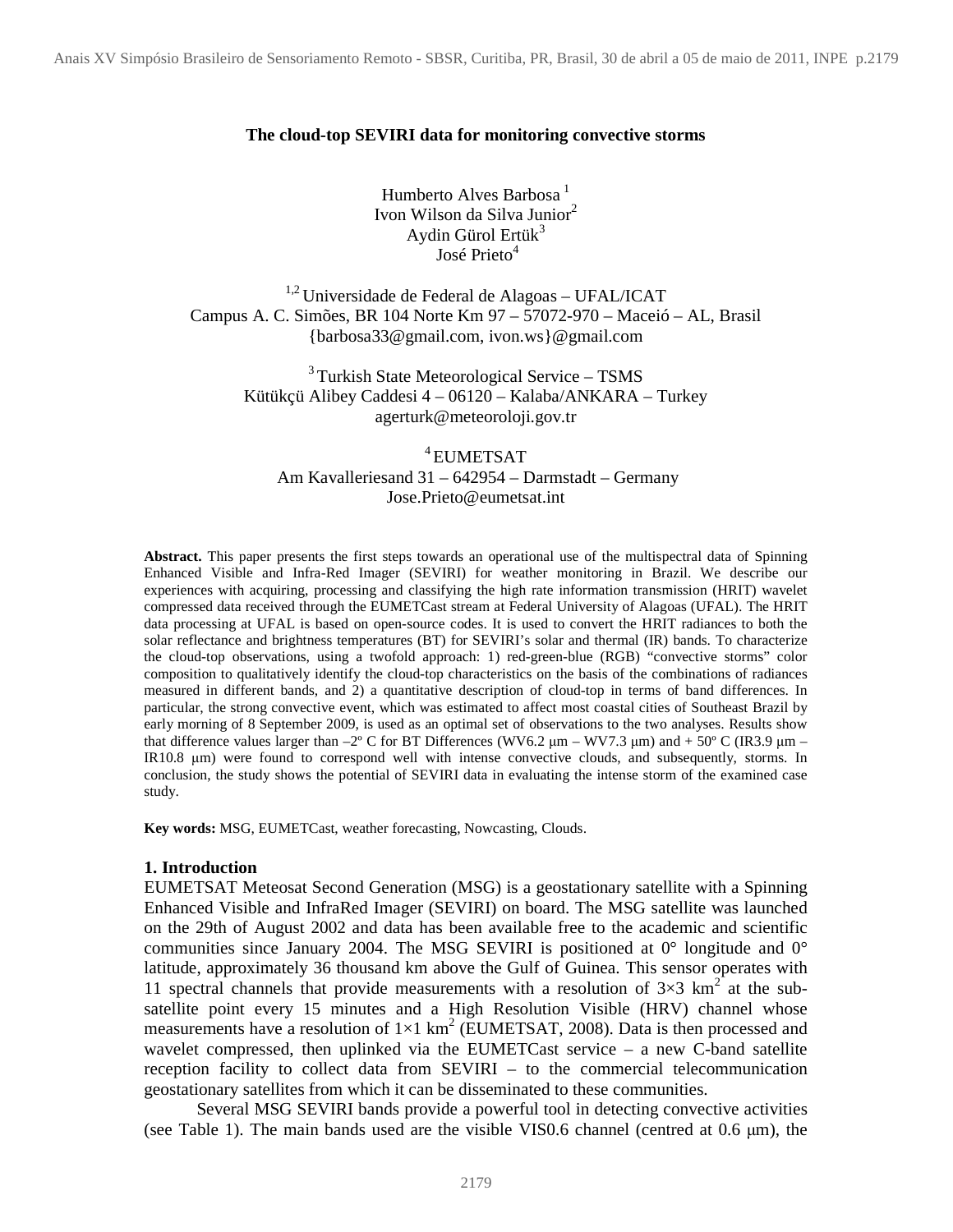**The cloud-top SEVIRI data for monitoring convective storms**

Humberto Alves Barbosa [1]
Ivon Wilson da Silva Junior[2]
Aydin Gürol Ertük[3]
José Prieto[4]

[1,2] Universidade de Federal de Alagoas – UFAL/ICAT
Campus A. C. Simões, BR 104 Norte Km 97 – 57072-970 – Maceió – AL, Brasil
{barbosa33@gmail.com, ivon.ws}@gmail.com

[3] Turkish State Meteorological Service – TSMS
Kütükçü Alibey Caddesi 4 – 06120 – Kalaba/ANKARA – Turkey
agerturk@meteoroloji.gov.tr

[4] EUMETSAT
Am Kavalleriesand 31 – 642954 – Darmstadt – Germany
Jose.Prieto@eumetsat.int

**Abstract.** This paper presents the first steps towards an operational use of the multispectral data of Spinning Enhanced Visible and Infra-Red Imager (SEVIRI) for weather monitoring in Brazil. We describe our experiences with acquiring, processing and classifying the high rate information transmission (HRIT) wavelet compressed data received through the EUMETCast stream at Federal University of Alagoas (UFAL). The HRIT data processing at UFAL is based on open-source codes. It is used to convert the HRIT radiances to both the solar reflectance and brightness temperatures (BT) for SEVIRI's solar and thermal (IR) bands. To characterize the cloud-top observations, using a twofold approach: 1) red-green-blue (RGB) "convective storms" color composition to qualitatively identify the cloud-top characteristics on the basis of the combinations of radiances measured in different bands, and 2) a quantitative description of cloud-top in terms of band differences. In particular, the strong convective event, which was estimated to affect most coastal cities of Southeast Brazil by early morning of 8 September 2009, is used as an optimal set of observations to the two analyses. Results show that difference values larger than –2º C for BT Differences (WV6.2 μm – WV7.3 μm) and + 50º C (IR3.9 μm – IR10.8 μm) were found to correspond well with intense convective clouds, and subsequently, storms. In conclusion, the study shows the potential of SEVIRI data in evaluating the intense storm of the examined case study.

**Key words:** MSG, EUMETCast, weather forecasting, Nowcasting, Clouds.

## 1. Introduction

EUMETSAT Meteosat Second Generation (MSG) is a geostationary satellite with a Spinning Enhanced Visible and InfraRed Imager (SEVIRI) on board. The MSG satellite was launched on the 29th of August 2002 and data has been available free to the academic and scientific communities since January 2004. The MSG SEVIRI is positioned at 0° longitude and 0° latitude, approximately 36 thousand km above the Gulf of Guinea. This sensor operates with 11 spectral channels that provide measurements with a resolution of $3\times3$ km$^2$ at the sub-satellite point every 15 minutes and a High Resolution Visible (HRV) channel whose measurements have a resolution of $1\times1$ km$^2$ (EUMETSAT, 2008). Data is then processed and wavelet compressed, then uplinked via the EUMETCast service – a new C-band satellite reception facility to collect data from SEVIRI – to the commercial telecommunication geostationary satellites from which it can be disseminated to these communities.

Several MSG SEVIRI bands provide a powerful tool in detecting convective activities (see Table 1). The main bands used are the visible VIS0.6 channel (centred at 0.6 μm), the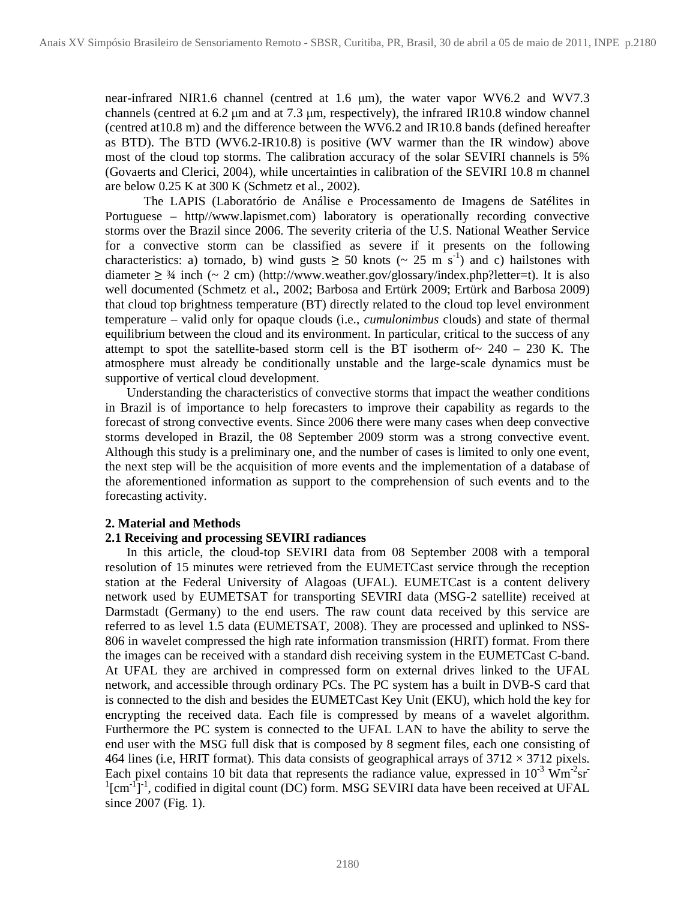near-infrared NIR1.6 channel (centred at 1.6 μm), the water vapor WV6.2 and WV7.3 channels (centred at 6.2 μm and at 7.3 μm, respectively), the infrared IR10.8 window channel (centred at10.8 m) and the difference between the WV6.2 and IR10.8 bands (defined hereafter as BTD). The BTD (WV6.2-IR10.8) is positive (WV warmer than the IR window) above most of the cloud top storms. The calibration accuracy of the solar SEVIRI channels is 5% (Govaerts and Clerici, 2004), while uncertainties in calibration of the SEVIRI 10.8 m channel are below 0.25 K at 300 K (Schmetz et al., 2002).

The LAPIS (Laboratório de Análise e Processamento de Imagens de Satélites in Portuguese – http//www.lapismet.com) laboratory is operationally recording convective storms over the Brazil since 2006. The severity criteria of the U.S. National Weather Service for a convective storm can be classified as severe if it presents on the following characteristics: a) tornado, b) wind gusts ≥ 50 knots (~ 25 m $s^{-1}$) and c) hailstones with diameter ≥ ¾ inch (~ 2 cm) (http://www.weather.gov/glossary/index.php?letter=t). It is also well documented (Schmetz et al., 2002; Barbosa and Ertürk 2009; Ertürk and Barbosa 2009) that cloud top brightness temperature (BT) directly related to the cloud top level environment temperature – valid only for opaque clouds (i.e., *cumulonimbus* clouds) and state of thermal equilibrium between the cloud and its environment. In particular, critical to the success of any attempt to spot the satellite-based storm cell is the BT isotherm of~ 240 – 230 K. The atmosphere must already be conditionally unstable and the large-scale dynamics must be supportive of vertical cloud development.

Understanding the characteristics of convective storms that impact the weather conditions in Brazil is of importance to help forecasters to improve their capability as regards to the forecast of strong convective events. Since 2006 there were many cases when deep convective storms developed in Brazil, the 08 September 2009 storm was a strong convective event. Although this study is a preliminary one, and the number of cases is limited to only one event, the next step will be the acquisition of more events and the implementation of a database of the aforementioned information as support to the comprehension of such events and to the forecasting activity.

## 2. Material and Methods

### 2.1 Receiving and processing SEVIRI radiances

In this article, the cloud-top SEVIRI data from 08 September 2008 with a temporal resolution of 15 minutes were retrieved from the EUMETCast service through the reception station at the Federal University of Alagoas (UFAL). EUMETCast is a content delivery network used by EUMETSAT for transporting SEVIRI data (MSG-2 satellite) received at Darmstadt (Germany) to the end users. The raw count data received by this service are referred to as level 1.5 data (EUMETSAT, 2008). They are processed and uplinked to NSS-806 in wavelet compressed the high rate information transmission (HRIT) format. From there the images can be received with a standard dish receiving system in the EUMETCast C-band. At UFAL they are archived in compressed form on external drives linked to the UFAL network, and accessible through ordinary PCs. The PC system has a built in DVB-S card that is connected to the dish and besides the EUMETCast Key Unit (EKU), which hold the key for encrypting the received data. Each file is compressed by means of a wavelet algorithm. Furthermore the PC system is connected to the UFAL LAN to have the ability to serve the end user with the MSG full disk that is composed by 8 segment files, each one consisting of 464 lines (i.e, HRIT format). This data consists of geographical arrays of 3712 × 3712 pixels. Each pixel contains 10 bit data that represents the radiance value, expressed in $10^{-3}$ $Wm^{-2}sr^{-1}[cm^{-1}]^{-1}$, codified in digital count (DC) form. MSG SEVIRI data have been received at UFAL since 2007 (Fig. 1).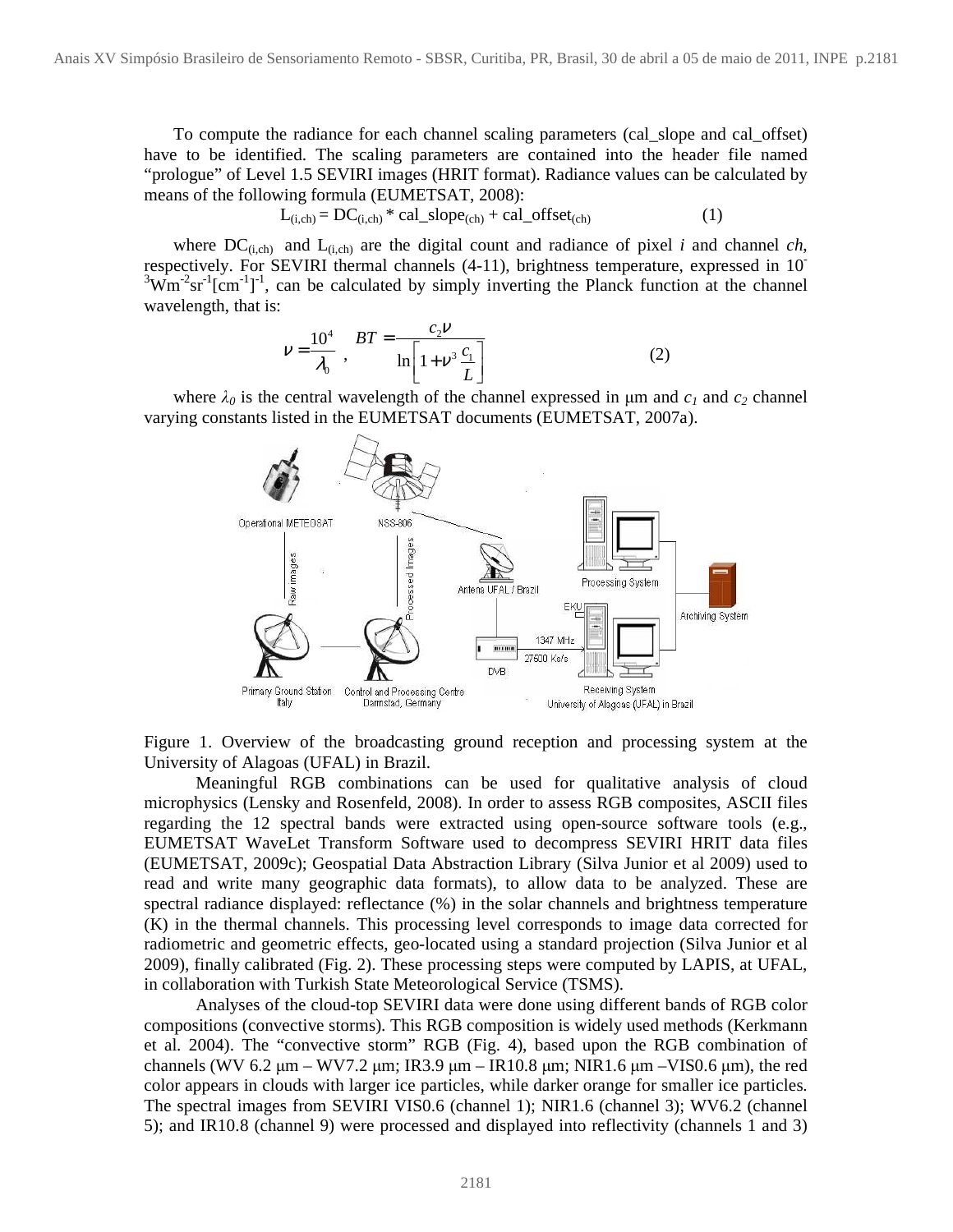To compute the radiance for each channel scaling parameters (cal_slope and cal_offset) have to be identified. The scaling parameters are contained into the header file named "prologue" of Level 1.5 SEVIRI images (HRIT format). Radiance values can be calculated by means of the following formula (EUMETSAT, 2008):

$$L_{(i,ch)} = DC_{(i,ch)} * cal\_slope_{(ch)} + cal\_offset_{(ch)} \qquad (1)$$

where $DC_{(i,ch)}$ and $L_{(i,ch)}$ are the digital count and radiance of pixel *i* and channel *ch*, respectively. For SEVIRI thermal channels (4-11), brightness temperature, expressed in $10^{-3}Wm^{-2}sr^{-1}[cm^{-1}]^{-1}$, can be calculated by simply inverting the Planck function at the channel wavelength, that is:

$$\nu = \frac{10^4}{\lambda_0}\ , \quad BT = \frac{c_2\nu}{\ln\left[1+\nu^3\frac{c_1}{L}\right]} \qquad (2)$$

where $\lambda_0$ is the central wavelength of the channel expressed in μm and $c_1$ and $c_2$ channel varying constants listed in the EUMETSAT documents (EUMETSAT, 2007a).

Figure 1. Overview of the broadcasting ground reception and processing system at the University of Alagoas (UFAL) in Brazil.

Meaningful RGB combinations can be used for qualitative analysis of cloud microphysics (Lensky and Rosenfeld, 2008). In order to assess RGB composites, ASCII files regarding the 12 spectral bands were extracted using open-source software tools (e.g., EUMETSAT WaveLet Transform Software used to decompress SEVIRI HRIT data files (EUMETSAT, 2009c); Geospatial Data Abstraction Library (Silva Junior et al 2009) used to read and write many geographic data formats), to allow data to be analyzed. These are spectral radiance displayed: reflectance (%) in the solar channels and brightness temperature (K) in the thermal channels. This processing level corresponds to image data corrected for radiometric and geometric effects, geo-located using a standard projection (Silva Junior et al 2009), finally calibrated (Fig. 2). These processing steps were computed by LAPIS, at UFAL, in collaboration with Turkish State Meteorological Service (TSMS).

Analyses of the cloud-top SEVIRI data were done using different bands of RGB color compositions (convective storms). This RGB composition is widely used methods (Kerkmann et al. 2004). The "convective storm" RGB (Fig. 4), based upon the RGB combination of channels (WV 6.2 μm – WV7.2 μm; IR3.9 μm – IR10.8 μm; NIR1.6 μm –VIS0.6 μm), the red color appears in clouds with larger ice particles, while darker orange for smaller ice particles. The spectral images from SEVIRI VIS0.6 (channel 1); NIR1.6 (channel 3); WV6.2 (channel 5); and IR10.8 (channel 9) were processed and displayed into reflectivity (channels 1 and 3)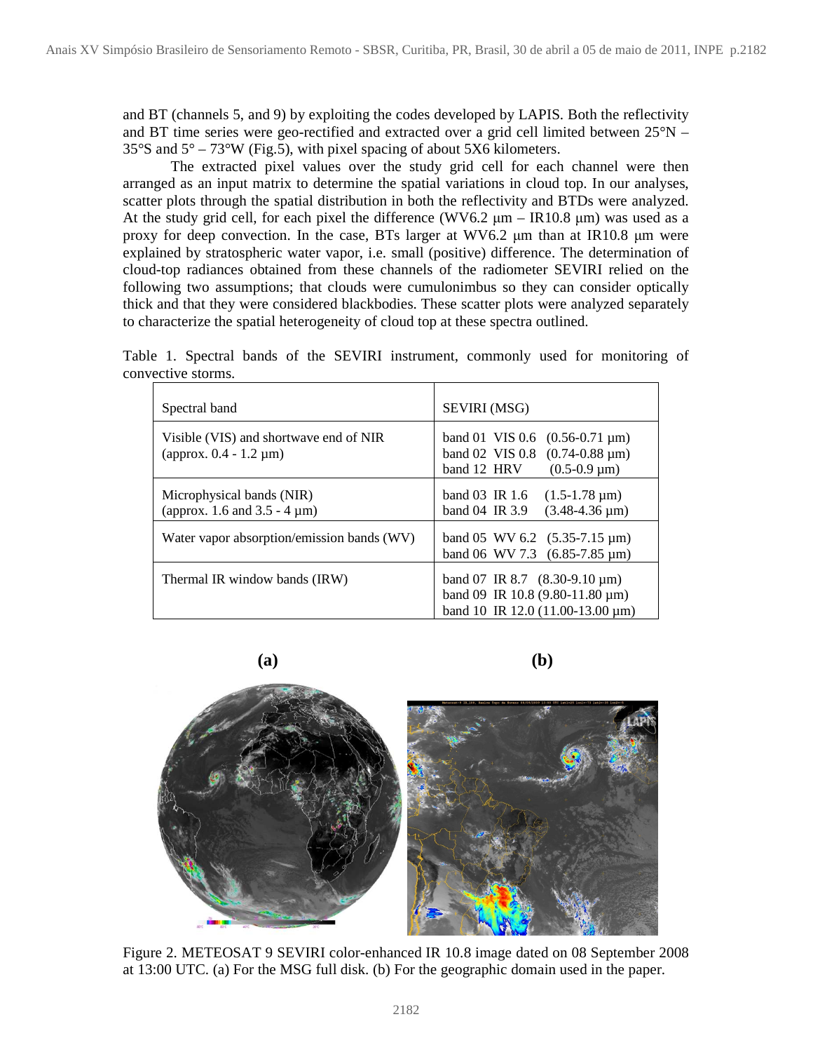and BT (channels 5, and 9) by exploiting the codes developed by LAPIS. Both the reflectivity and BT time series were geo-rectified and extracted over a grid cell limited between 25°N – 35°S and 5° – 73°W (Fig.5), with pixel spacing of about 5X6 kilometers.

The extracted pixel values over the study grid cell for each channel were then arranged as an input matrix to determine the spatial variations in cloud top. In our analyses, scatter plots through the spatial distribution in both the reflectivity and BTDs were analyzed. At the study grid cell, for each pixel the difference (WV6.2 μm – IR10.8 μm) was used as a proxy for deep convection. In the case, BTs larger at WV6.2 μm than at IR10.8 μm were explained by stratospheric water vapor, i.e. small (positive) difference. The determination of cloud-top radiances obtained from these channels of the radiometer SEVIRI relied on the following two assumptions; that clouds were cumulonimbus so they can consider optically thick and that they were considered blackbodies. These scatter plots were analyzed separately to characterize the spatial heterogeneity of cloud top at these spectra outlined.

Table 1. Spectral bands of the SEVIRI instrument, commonly used for monitoring of convective storms.

| Spectral band | SEVIRI (MSG) |
| --- | --- |
| Visible (VIS) and shortwave end of NIR (approx. 0.4 - 1.2 μm) | band 01 VIS 0.6 (0.56-0.71 μm)<br>band 02 VIS 0.8 (0.74-0.88 μm)<br>band 12 HRV (0.5-0.9 μm) |
| Microphysical bands (NIR) (approx. 1.6 and 3.5 - 4 μm) | band 03 IR 1.6 (1.5-1.78 μm)<br>band 04 IR 3.9 (3.48-4.36 μm) |
| Water vapor absorption/emission bands (WV) | band 05 WV 6.2 (5.35-7.15 μm)<br>band 06 WV 7.3 (6.85-7.85 μm) |
| Thermal IR window bands (IRW) | band 07 IR 8.7 (8.30-9.10 μm)<br>band 09 IR 10.8 (9.80-11.80 μm)<br>band 10 IR 12.0 (11.00-13.00 μm) |

**(a)** **(b)**

Figure 2. METEOSAT 9 SEVIRI color-enhanced IR 10.8 image dated on 08 September 2008 at 13:00 UTC. (a) For the MSG full disk. (b) For the geographic domain used in the paper.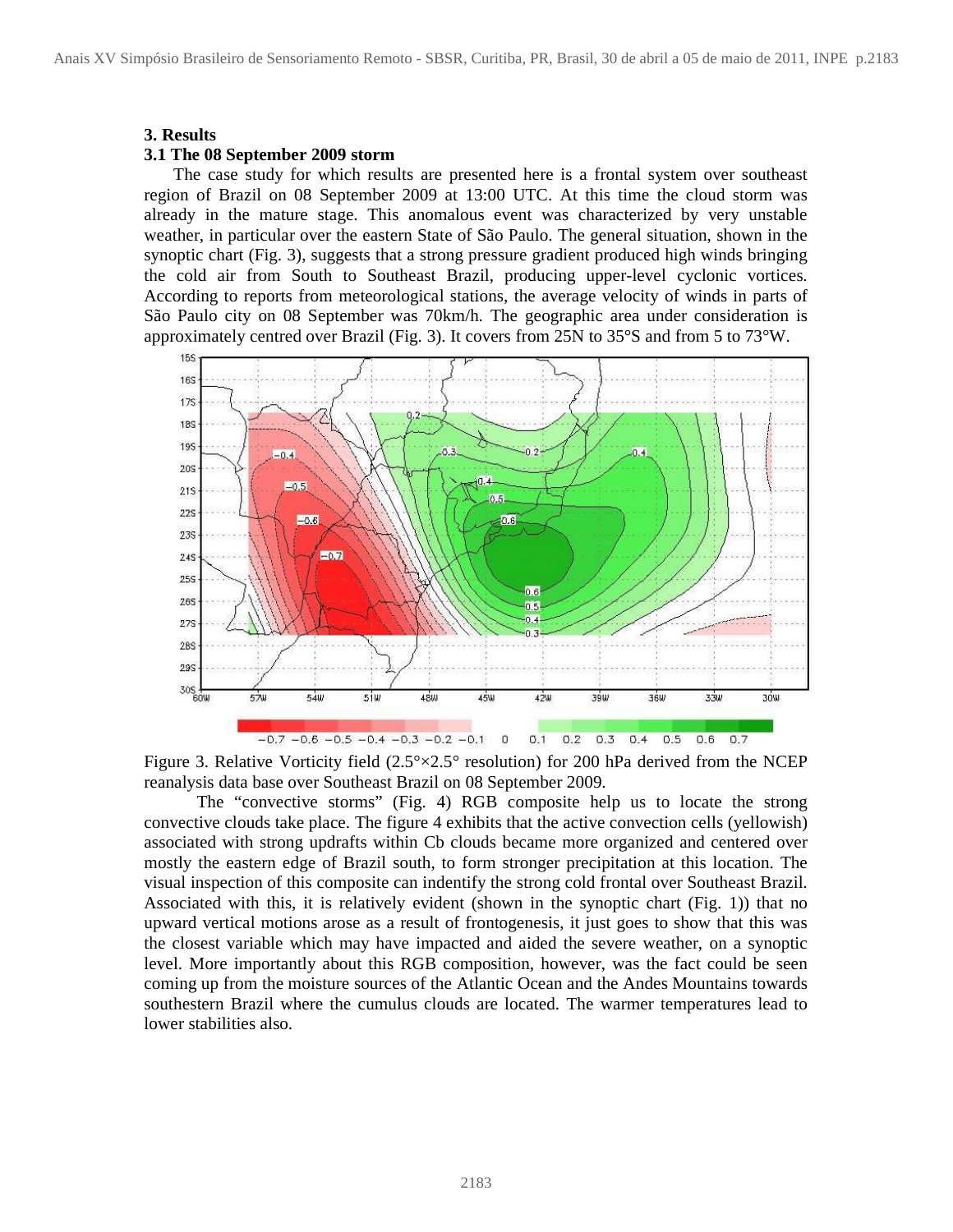## 3. Results

### 3.1 The 08 September 2009 storm

The case study for which results are presented here is a frontal system over southeast region of Brazil on 08 September 2009 at 13:00 UTC. At this time the cloud storm was already in the mature stage. This anomalous event was characterized by very unstable weather, in particular over the eastern State of São Paulo. The general situation, shown in the synoptic chart (Fig. 3), suggests that a strong pressure gradient produced high winds bringing the cold air from South to Southeast Brazil, producing upper-level cyclonic vortices. According to reports from meteorological stations, the average velocity of winds in parts of São Paulo city on 08 September was 70km/h. The geographic area under consideration is approximately centred over Brazil (Fig. 3). It covers from 25N to 35°S and from 5 to 73°W.

Figure 3. Relative Vorticity field (2.5°×2.5° resolution) for 200 hPa derived from the NCEP reanalysis data base over Southeast Brazil on 08 September 2009.

The “convective storms” (Fig. 4) RGB composite help us to locate the strong convective clouds take place. The figure 4 exhibits that the active convection cells (yellowish) associated with strong updrafts within Cb clouds became more organized and centered over mostly the eastern edge of Brazil south, to form stronger precipitation at this location. The visual inspection of this composite can indentify the strong cold frontal over Southeast Brazil. Associated with this, it is relatively evident (shown in the synoptic chart (Fig. 1)) that no upward vertical motions arose as a result of frontogenesis, it just goes to show that this was the closest variable which may have impacted and aided the severe weather, on a synoptic level. More importantly about this RGB composition, however, was the fact could be seen coming up from the moisture sources of the Atlantic Ocean and the Andes Mountains towards southestern Brazil where the cumulus clouds are located. The warmer temperatures lead to lower stabilities also.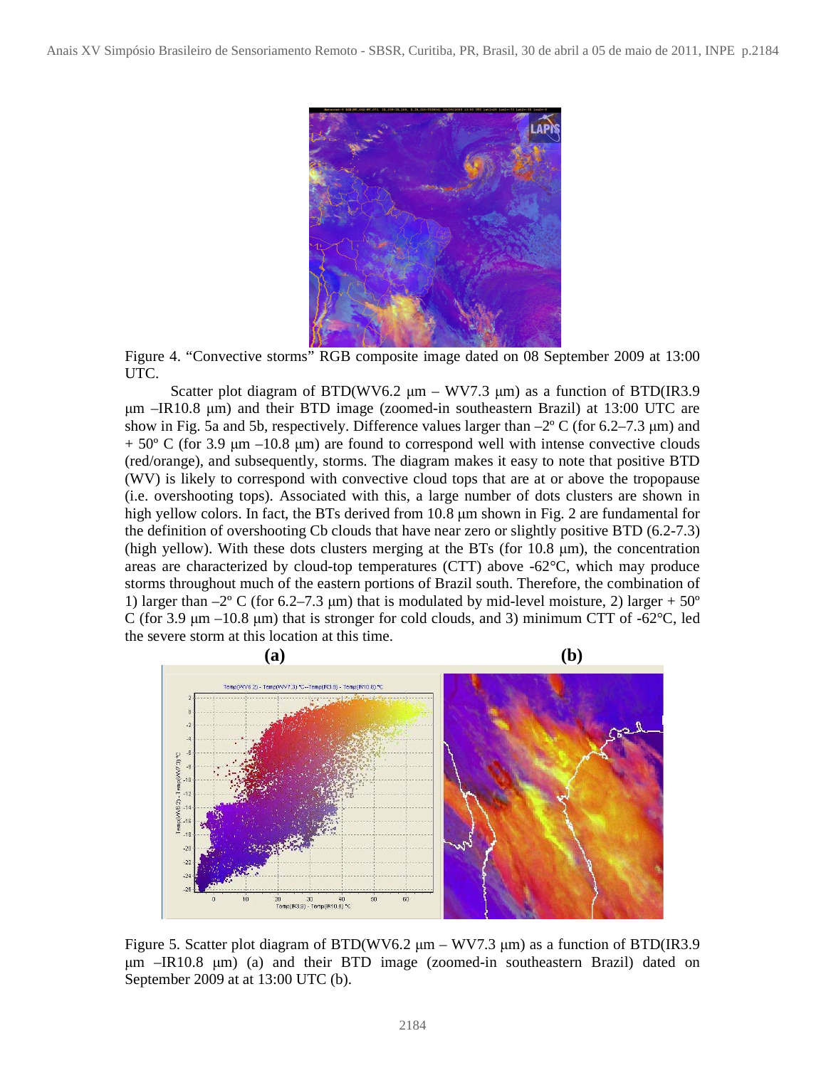Figure 4. “Convective storms” RGB composite image dated on 08 September 2009 at 13:00 UTC.

Scatter plot diagram of BTD(WV6.2 μm – WV7.3 μm) as a function of BTD(IR3.9 μm –IR10.8 μm) and their BTD image (zoomed-in southeastern Brazil) at 13:00 UTC are show in Fig. 5a and 5b, respectively. Difference values larger than –2º C (for 6.2–7.3 μm) and + 50º C (for 3.9 μm –10.8 μm) are found to correspond well with intense convective clouds (red/orange), and subsequently, storms. The diagram makes it easy to note that positive BTD (WV) is likely to correspond with convective cloud tops that are at or above the tropopause (i.e. overshooting tops). Associated with this, a large number of dots clusters are shown in high yellow colors. In fact, the BTs derived from 10.8 μm shown in Fig. 2 are fundamental for the definition of overshooting Cb clouds that have near zero or slightly positive BTD (6.2-7.3) (high yellow). With these dots clusters merging at the BTs (for 10.8 μm), the concentration areas are characterized by cloud-top temperatures (CTT) above -62°C, which may produce storms throughout much of the eastern portions of Brazil south. Therefore, the combination of 1) larger than –2º C (for 6.2–7.3 μm) that is modulated by mid-level moisture, 2) larger + 50º C (for 3.9 μm –10.8 μm) that is stronger for cold clouds, and 3) minimum CTT of -62°C, led the severe storm at this location at this time.

**(a)** **(b)**

Figure 5. Scatter plot diagram of BTD(WV6.2 μm – WV7.3 μm) as a function of BTD(IR3.9 μm –IR10.8 μm) (a) and their BTD image (zoomed-in southeastern Brazil) dated on September 2009 at at 13:00 UTC (b).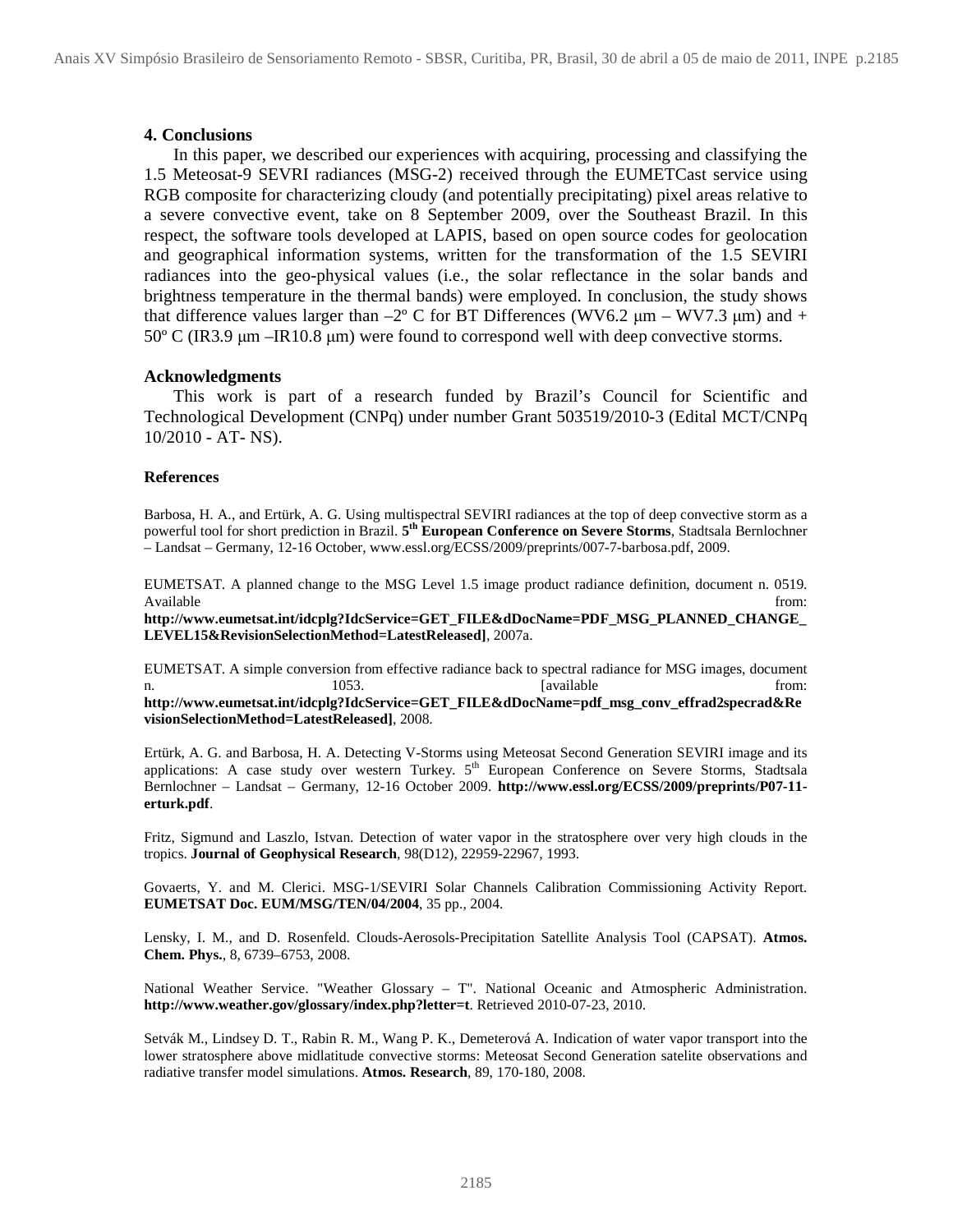## 4. Conclusions

In this paper, we described our experiences with acquiring, processing and classifying the 1.5 Meteosat-9 SEVRI radiances (MSG-2) received through the EUMETCast service using RGB composite for characterizing cloudy (and potentially precipitating) pixel areas relative to a severe convective event, take on 8 September 2009, over the Southeast Brazil. In this respect, the software tools developed at LAPIS, based on open source codes for geolocation and geographical information systems, written for the transformation of the 1.5 SEVIRI radiances into the geo-physical values (i.e., the solar reflectance in the solar bands and brightness temperature in the thermal bands) were employed. In conclusion, the study shows that difference values larger than –2º C for BT Differences (WV6.2 μm – WV7.3 μm) and + 50º C (IR3.9 μm –IR10.8 μm) were found to correspond well with deep convective storms.

## Acknowledgments

This work is part of a research funded by Brazil's Council for Scientific and Technological Development (CNPq) under number Grant 503519/2010-3 (Edital MCT/CNPq 10/2010 - AT- NS).

## References

Barbosa, H. A., and Ertürk, A. G. Using multispectral SEVIRI radiances at the top of deep convective storm as a powerful tool for short prediction in Brazil. **5th European Conference on Severe Storms**, Stadtsala Bernlochner – Landsat – Germany, 12-16 October, www.essl.org/ECSS/2009/preprints/007-7-barbosa.pdf, 2009.

EUMETSAT. A planned change to the MSG Level 1.5 image product radiance definition, document n. 0519. Available from: **http://www.eumetsat.int/idcplg?IdcService=GET_FILE&dDocName=PDF_MSG_PLANNED_CHANGE_LEVEL15&RevisionSelectionMethod=LatestReleased]**, 2007a.

EUMETSAT. A simple conversion from effective radiance back to spectral radiance for MSG images, document n. 1053. [available from: **http://www.eumetsat.int/idcplg?IdcService=GET_FILE&dDocName=pdf_msg_conv_effrad2specrad&RevisionSelectionMethod=LatestReleased]**, 2008.

Ertürk, A. G. and Barbosa, H. A. Detecting V-Storms using Meteosat Second Generation SEVIRI image and its applications: A case study over western Turkey. 5th European Conference on Severe Storms, Stadtsala Bernlochner – Landsat – Germany, 12-16 October 2009. **http://www.essl.org/ECSS/2009/preprints/P07-11-erturk.pdf**.

Fritz, Sigmund and Laszlo, Istvan. Detection of water vapor in the stratosphere over very high clouds in the tropics. **Journal of Geophysical Research**, 98(D12), 22959-22967, 1993.

Govaerts, Y. and M. Clerici. MSG-1/SEVIRI Solar Channels Calibration Commissioning Activity Report. **EUMETSAT Doc. EUM/MSG/TEN/04/2004**, 35 pp., 2004.

Lensky, I. M., and D. Rosenfeld. Clouds-Aerosols-Precipitation Satellite Analysis Tool (CAPSAT). **Atmos. Chem. Phys.**, 8, 6739–6753, 2008.

National Weather Service. "Weather Glossary – T". National Oceanic and Atmospheric Administration. **http://www.weather.gov/glossary/index.php?letter=t**. Retrieved 2010-07-23, 2010.

Setvák M., Lindsey D. T., Rabin R. M., Wang P. K., Demeterová A. Indication of water vapor transport into the lower stratosphere above midlatitude convective storms: Meteosat Second Generation satelite observations and radiative transfer model simulations. **Atmos. Research**, 89, 170-180, 2008.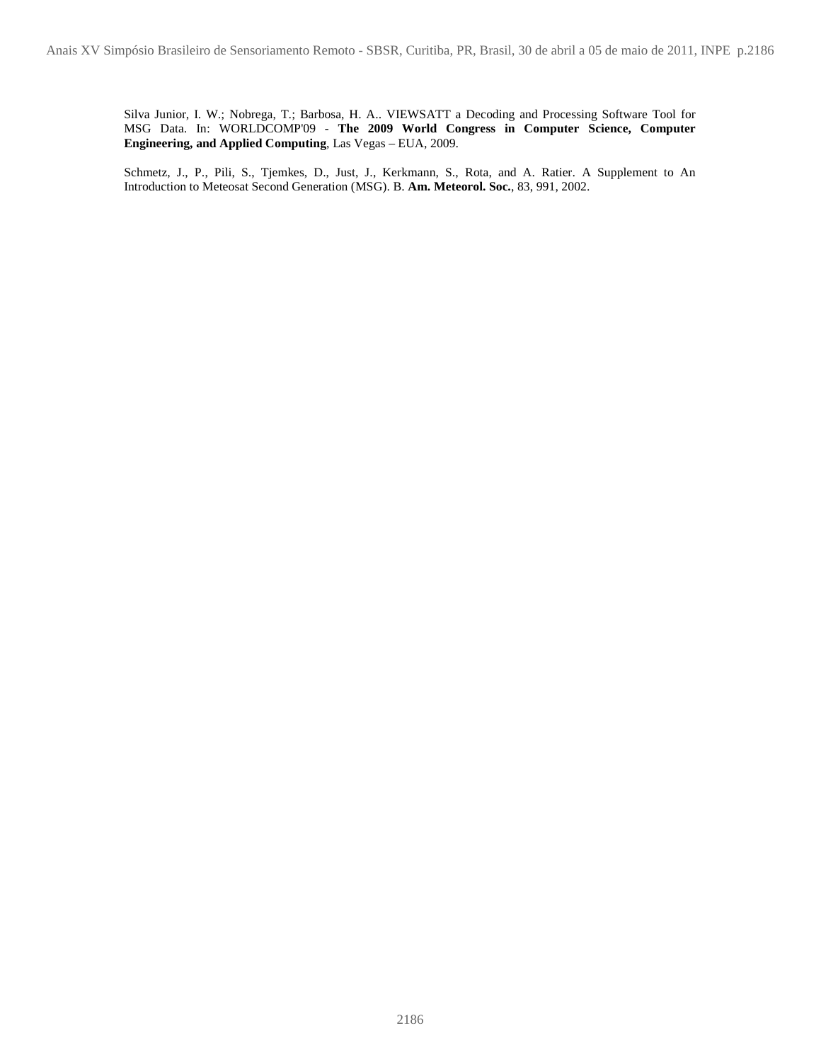Silva Junior, I. W.; Nobrega, T.; Barbosa, H. A.. VIEWSATT a Decoding and Processing Software Tool for MSG Data. In: WORLDCOMP'09 - **The 2009 World Congress in Computer Science, Computer Engineering, and Applied Computing**, Las Vegas – EUA, 2009.

Schmetz, J., P., Pili, S., Tjemkes, D., Just, J., Kerkmann, S., Rota, and A. Ratier. A Supplement to An Introduction to Meteosat Second Generation (MSG). B. **Am. Meteorol. Soc.**, 83, 991, 2002.